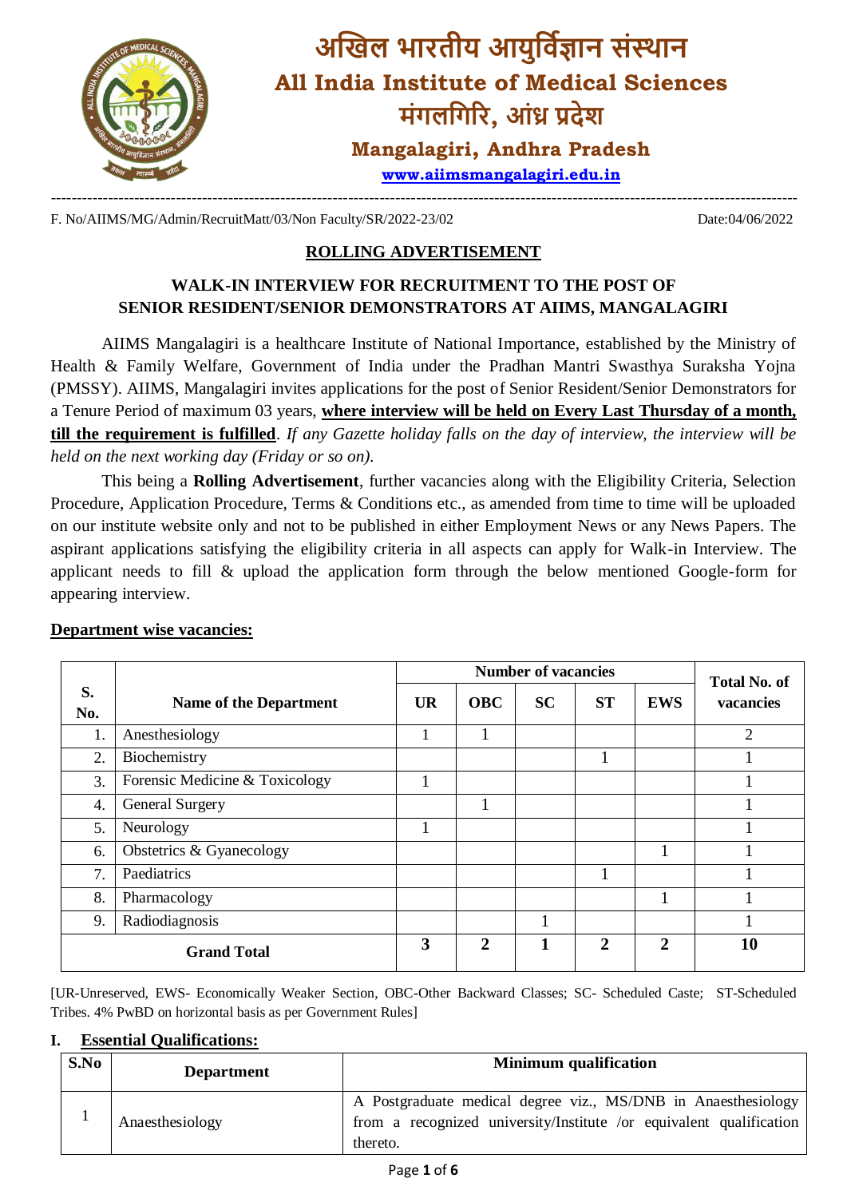# अखिल भारतीय आयुर्विज्ञान संस्थान

# All India Institute of Medical Sciences

## मंगलगिरि, आंध्र प्रदेश

## Mangalagiri, Andhra Pradesh

**www.aiimsmangalagiri.edu.in**

---

F. No/AIIMS/MG/Admin/RecruitMatt/03/Non Faculty/SR/2022-23/02 Date:04/06/2022

## ROLLING ADVERTISEMENT

### WALK-IN INTERVIEW FOR RECRUITMENT TO THE POST OF SENIOR RESIDENT/SENIOR DEMONSTRATORS AT AIIMS, MANGALAGIRI

AIIMS Mangalagiri is a healthcare Institute of National Importance, established by the Ministry of Health & Family Welfare, Government of India under the Pradhan Mantri Swasthya Suraksha Yojna (PMSSY). AIIMS, Mangalagiri invites applications for the post of Senior Resident/Senior Demonstrators for a Tenure Period of maximum 03 years, **where interview will be held on Every Last Thursday of a month, till the requirement is fulfilled**. *If any Gazette holiday falls on the day of interview, the interview will be held on the next working day (Friday or so on).*

This being a **Rolling Advertisement**, further vacancies along with the Eligibility Criteria, Selection Procedure, Application Procedure, Terms & Conditions etc., as amended from time to time will be uploaded on our institute website only and not to be published in either Employment News or any News Papers. The aspirant applications satisfying the eligibility criteria in all aspects can apply for Walk-in Interview. The applicant needs to fill & upload the application form through the below mentioned Google-form for appearing interview.

**Department wise vacancies:**

| S. No. | Name of the Department | Number of vacancies | | | | | Total No. of vacancies |
|---|---|---|---|---|---|---|---|
| | | UR | OBC | SC | ST | EWS | |
| 1. | Anesthesiology | 1 | 1 | | | | 2 |
| 2. | Biochemistry | | | | 1 | | 1 |
| 3. | Forensic Medicine & Toxicology | 1 | | | | | 1 |
| 4. | General Surgery | | 1 | | | | 1 |
| 5. | Neurology | 1 | | | | | 1 |
| 6. | Obstetrics & Gyanecology | | | | | 1 | 1 |
| 7. | Paediatrics | | | | 1 | | 1 |
| 8. | Pharmacology | | | | | 1 | 1 |
| 9. | Radiodiagnosis | | | 1 | | | 1 |
| **Grand Total** | | **3** | **2** | **1** | **2** | **2** | **10** |

[UR-Unreserved, EWS- Economically Weaker Section, OBC-Other Backward Classes; SC- Scheduled Caste; ST-Scheduled Tribes. 4% PwBD on horizontal basis as per Government Rules]

## I. Essential Qualifications:

| S.No | Department | Minimum qualification |
|---|---|---|
| 1 | Anaesthesiology | A Postgraduate medical degree viz., MS/DNB in Anaesthesiology from a recognized university/Institute /or equivalent qualification thereto. |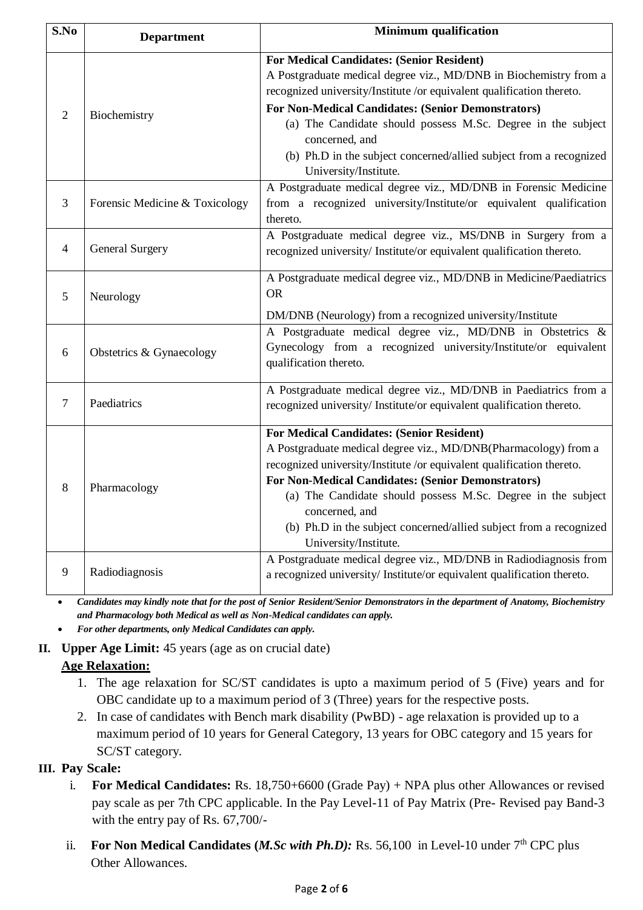| S.No | Department | Minimum qualification |
|---|---|---|
| 2 | Biochemistry | **For Medical Candidates: (Senior Resident)** A Postgraduate medical degree viz., MD/DNB in Biochemistry from a recognized university/Institute /or equivalent qualification thereto. **For Non-Medical Candidates: (Senior Demonstrators)** (a) The Candidate should possess M.Sc. Degree in the subject concerned, and (b) Ph.D in the subject concerned/allied subject from a recognized University/Institute. |
| 3 | Forensic Medicine & Toxicology | A Postgraduate medical degree viz., MD/DNB in Forensic Medicine from a recognized university/Institute/or equivalent qualification thereto. |
| 4 | General Surgery | A Postgraduate medical degree viz., MS/DNB in Surgery from a recognized university/ Institute/or equivalent qualification thereto. |
| 5 | Neurology | A Postgraduate medical degree viz., MD/DNB in Medicine/Paediatrics OR DM/DNB (Neurology) from a recognized university/Institute |
| 6 | Obstetrics & Gynaecology | A Postgraduate medical degree viz., MD/DNB in Obstetrics & Gynecology from a recognized university/Institute/or equivalent qualification thereto. |
| 7 | Paediatrics | A Postgraduate medical degree viz., MD/DNB in Paediatrics from a recognized university/ Institute/or equivalent qualification thereto. |
| 8 | Pharmacology | **For Medical Candidates: (Senior Resident)** A Postgraduate medical degree viz., MD/DNB(Pharmacology) from a recognized university/Institute /or equivalent qualification thereto. **For Non-Medical Candidates: (Senior Demonstrators)** (a) The Candidate should possess M.Sc. Degree in the subject concerned, and (b) Ph.D in the subject concerned/allied subject from a recognized University/Institute. |
| 9 | Radiodiagnosis | A Postgraduate medical degree viz., MD/DNB in Radiodiagnosis from a recognized university/ Institute/or equivalent qualification thereto. |

- ***Candidates may kindly note that for the post of Senior Resident/Senior Demonstrators in the department of Anatomy, Biochemistry and Pharmacology both Medical as well as Non-Medical candidates can apply.***
- ***For other departments, only Medical Candidates can apply.***

**II. Upper Age Limit:** 45 years (age as on crucial date)

**Age Relaxation:**

1. The age relaxation for SC/ST candidates is upto a maximum period of 5 (Five) years and for OBC candidate up to a maximum period of 3 (Three) years for the respective posts.
2. In case of candidates with Bench mark disability (PwBD) - age relaxation is provided up to a maximum period of 10 years for General Category, 13 years for OBC category and 15 years for SC/ST category.

**III. Pay Scale:**

i. **For Medical Candidates:** Rs. 18,750+6600 (Grade Pay) + NPA plus other Allowances or revised pay scale as per 7th CPC applicable. In the Pay Level-11 of Pay Matrix (Pre- Revised pay Band-3 with the entry pay of Rs. 67,700/-

ii. **For Non Medical Candidates (*M.Sc with Ph.D):*** Rs. 56,100 in Level-10 under 7th CPC plus Other Allowances.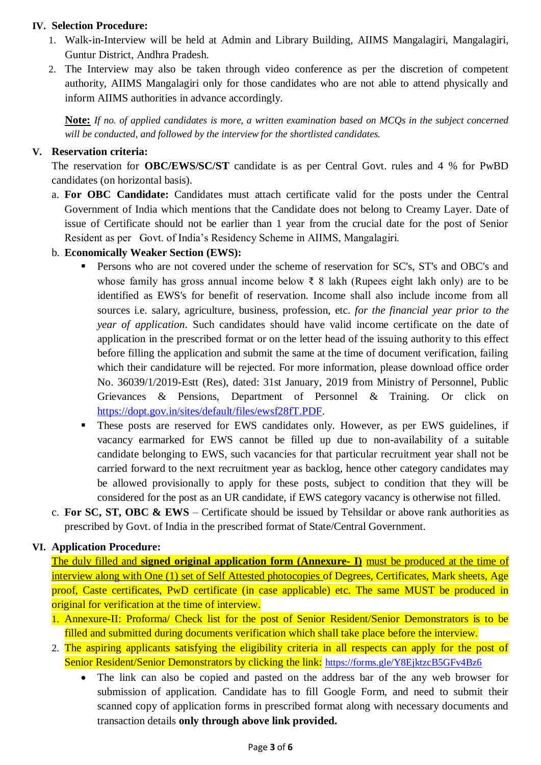## IV. Selection Procedure:

1. Walk-in-Interview will be held at Admin and Library Building, AIIMS Mangalagiri, Mangalagiri, Guntur District, Andhra Pradesh.
2. The Interview may also be taken through video conference as per the discretion of competent authority, AIIMS Mangalagiri only for those candidates who are not able to attend physically and inform AIIMS authorities in advance accordingly.

**Note:** *If no. of applied candidates is more, a written examination based on MCQs in the subject concerned will be conducted, and followed by the interview for the shortlisted candidates.*

## V. Reservation criteria:

The reservation for **OBC/EWS/SC/ST** candidate is as per Central Govt. rules and 4 % for PwBD candidates (on horizontal basis).

a. **For OBC Candidate:** Candidates must attach certificate valid for the posts under the Central Government of India which mentions that the Candidate does not belong to Creamy Layer. Date of issue of Certificate should not be earlier than 1 year from the crucial date for the post of Senior Resident as per Govt. of India's Residency Scheme in AIIMS, Mangalagiri.

b. **Economically Weaker Section (EWS):**
   - Persons who are not covered under the scheme of reservation for SC's, ST's and OBC's and whose family has gross annual income below ₹ 8 lakh (Rupees eight lakh only) are to be identified as EWS's for benefit of reservation. Income shall also include income from all sources i.e. salary, agriculture, business, profession, etc. *for the financial year prior to the year of application*. Such candidates should have valid income certificate on the date of application in the prescribed format or on the letter head of the issuing authority to this effect before filling the application and submit the same at the time of document verification, failing which their candidature will be rejected. For more information, please download office order No. 36039/1/2019-Estt (Res), dated: 31st January, 2019 from Ministry of Personnel, Public Grievances & Pensions, Department of Personnel & Training. Or click on https://dopt.gov.in/sites/default/files/ewsf28fT.PDF.
   - These posts are reserved for EWS candidates only. However, as per EWS guidelines, if vacancy earmarked for EWS cannot be filled up due to non-availability of a suitable candidate belonging to EWS, such vacancies for that particular recruitment year shall not be carried forward to the next recruitment year as backlog, hence other category candidates may be allowed provisionally to apply for these posts, subject to condition that they will be considered for the post as an UR candidate, if EWS category vacancy is otherwise not filled.

c. **For SC, ST, OBC & EWS** – Certificate should be issued by Tehsildar or above rank authorities as prescribed by Govt. of India in the prescribed format of State/Central Government.

## VI. Application Procedure:

The duly filled and **signed original application form (Annexure- I)** must be produced at the time of interview along with One (1) set of Self Attested photocopies of Degrees, Certificates, Mark sheets, Age proof, Caste certificates, PwD certificate (in case applicable) etc. The same MUST be produced in original for verification at the time of interview.

1. Annexure-II: Proforma/ Check list for the post of Senior Resident/Senior Demonstrators is to be filled and submitted during documents verification which shall take place before the interview.
2. The aspiring applicants satisfying the eligibility criteria in all respects can apply for the post of Senior Resident/Senior Demonstrators by clicking the link: https://forms.gle/Y8EjktzcB5GFv4Bz6
   - The link can also be copied and pasted on the address bar of the any web browser for submission of application. Candidate has to fill Google Form, and need to submit their scanned copy of application forms in prescribed format along with necessary documents and transaction details **only through above link provided.**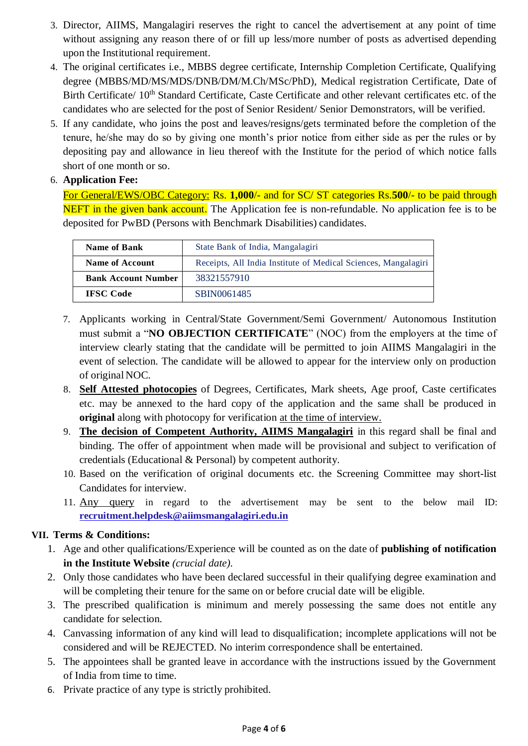3. Director, AIIMS, Mangalagiri reserves the right to cancel the advertisement at any point of time without assigning any reason there of or fill up less/more number of posts as advertised depending upon the Institutional requirement.
4. The original certificates i.e., MBBS degree certificate, Internship Completion Certificate, Qualifying degree (MBBS/MD/MS/MDS/DNB/DM/M.Ch/MSc/PhD), Medical registration Certificate, Date of Birth Certificate/ 10th Standard Certificate, Caste Certificate and other relevant certificates etc. of the candidates who are selected for the post of Senior Resident/ Senior Demonstrators, will be verified.
5. If any candidate, who joins the post and leaves/resigns/gets terminated before the completion of the tenure, he/she may do so by giving one month's prior notice from either side as per the rules or by depositing pay and allowance in lieu thereof with the Institute for the period of which notice falls short of one month or so.
6. **Application Fee:**
   For General/EWS/OBC Category: Rs. **1,000**/- and for SC/ ST categories Rs.**500**/- to be paid through NEFT in the given bank account. The Application fee is non-refundable. No application fee is to be deposited for PwBD (Persons with Benchmark Disabilities) candidates.

| **Name of Bank** | State Bank of India, Mangalagiri |
|---|---|
| **Name of Account** | Receipts, All India Institute of Medical Sciences, Mangalagiri |
| **Bank Account Number** | 38321557910 |
| **IFSC Code** | SBIN0061485 |

7. Applicants working in Central/State Government/Semi Government/ Autonomous Institution must submit a "**NO OBJECTION CERTIFICATE**" (NOC) from the employers at the time of interview clearly stating that the candidate will be permitted to join AIIMS Mangalagiri in the event of selection. The candidate will be allowed to appear for the interview only on production of original NOC.
8. **Self Attested photocopies** of Degrees, Certificates, Mark sheets, Age proof, Caste certificates etc. may be annexed to the hard copy of the application and the same shall be produced in **original** along with photocopy for verification at the time of interview.
9. **The decision of Competent Authority, AIIMS Mangalagiri** in this regard shall be final and binding. The offer of appointment when made will be provisional and subject to verification of credentials (Educational & Personal) by competent authority.
10. Based on the verification of original documents etc. the Screening Committee may short-list Candidates for interview.
11. Any query in regard to the advertisement may be sent to the below mail ID: **recruitment.helpdesk@aiimsmangalagiri.edu.in**

## VII. Terms & Conditions:

1. Age and other qualifications/Experience will be counted as on the date of **publishing of notification in the Institute Website** *(crucial date).*
2. Only those candidates who have been declared successful in their qualifying degree examination and will be completing their tenure for the same on or before crucial date will be eligible.
3. The prescribed qualification is minimum and merely possessing the same does not entitle any candidate for selection.
4. Canvassing information of any kind will lead to disqualification; incomplete applications will not be considered and will be REJECTED. No interim correspondence shall be entertained.
5. The appointees shall be granted leave in accordance with the instructions issued by the Government of India from time to time.
6. Private practice of any type is strictly prohibited.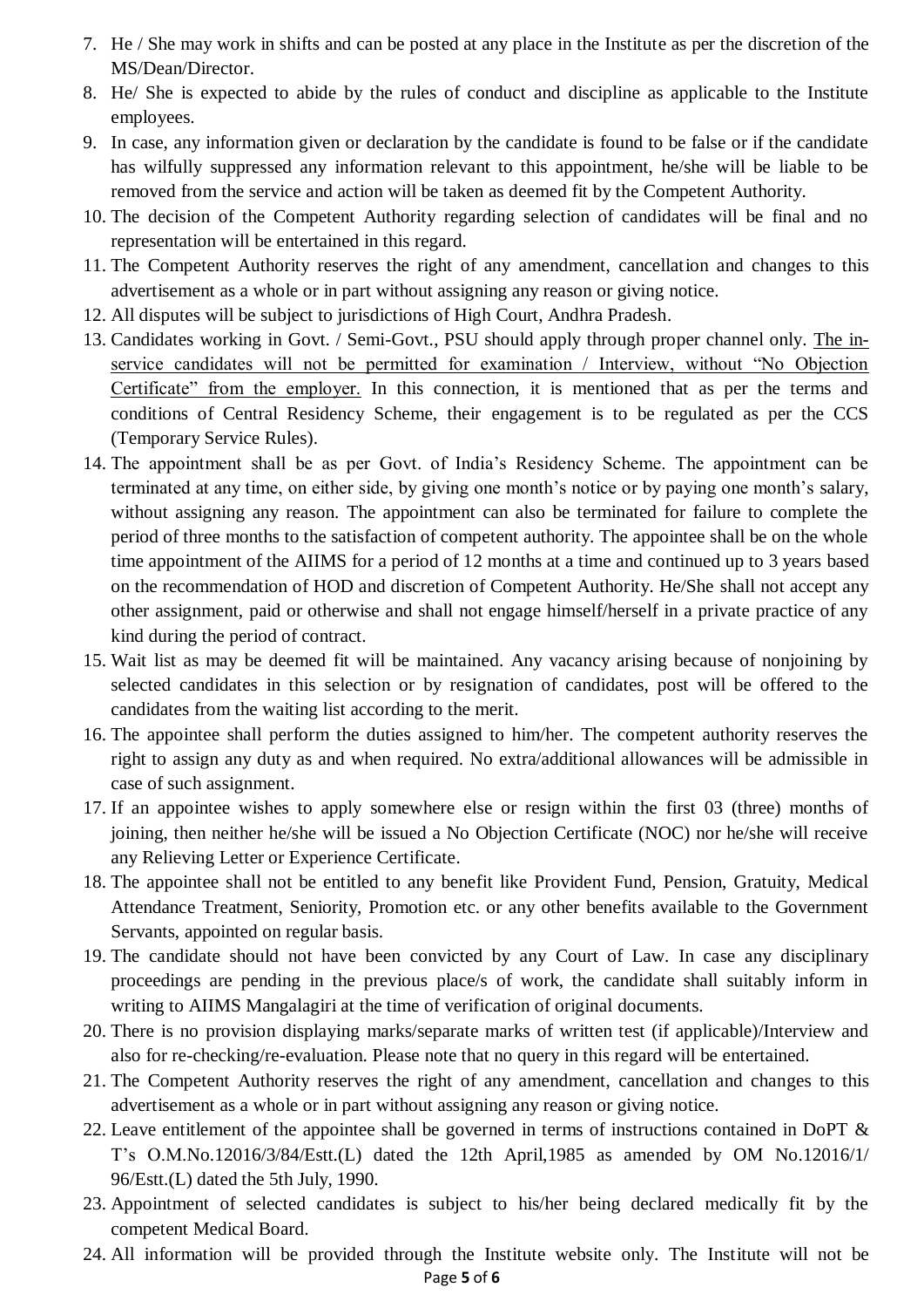7. He / She may work in shifts and can be posted at any place in the Institute as per the discretion of the MS/Dean/Director.
8. He/ She is expected to abide by the rules of conduct and discipline as applicable to the Institute employees.
9. In case, any information given or declaration by the candidate is found to be false or if the candidate has wilfully suppressed any information relevant to this appointment, he/she will be liable to be removed from the service and action will be taken as deemed fit by the Competent Authority.
10. The decision of the Competent Authority regarding selection of candidates will be final and no representation will be entertained in this regard.
11. The Competent Authority reserves the right of any amendment, cancellation and changes to this advertisement as a whole or in part without assigning any reason or giving notice.
12. All disputes will be subject to jurisdictions of High Court, Andhra Pradesh.
13. Candidates working in Govt. / Semi-Govt., PSU should apply through proper channel only. The in-service candidates will not be permitted for examination / Interview, without "No Objection Certificate" from the employer. In this connection, it is mentioned that as per the terms and conditions of Central Residency Scheme, their engagement is to be regulated as per the CCS (Temporary Service Rules).
14. The appointment shall be as per Govt. of India's Residency Scheme. The appointment can be terminated at any time, on either side, by giving one month's notice or by paying one month's salary, without assigning any reason. The appointment can also be terminated for failure to complete the period of three months to the satisfaction of competent authority. The appointee shall be on the whole time appointment of the AIIMS for a period of 12 months at a time and continued up to 3 years based on the recommendation of HOD and discretion of Competent Authority. He/She shall not accept any other assignment, paid or otherwise and shall not engage himself/herself in a private practice of any kind during the period of contract.
15. Wait list as may be deemed fit will be maintained. Any vacancy arising because of nonjoining by selected candidates in this selection or by resignation of candidates, post will be offered to the candidates from the waiting list according to the merit.
16. The appointee shall perform the duties assigned to him/her. The competent authority reserves the right to assign any duty as and when required. No extra/additional allowances will be admissible in case of such assignment.
17. If an appointee wishes to apply somewhere else or resign within the first 03 (three) months of joining, then neither he/she will be issued a No Objection Certificate (NOC) nor he/she will receive any Relieving Letter or Experience Certificate.
18. The appointee shall not be entitled to any benefit like Provident Fund, Pension, Gratuity, Medical Attendance Treatment, Seniority, Promotion etc. or any other benefits available to the Government Servants, appointed on regular basis.
19. The candidate should not have been convicted by any Court of Law. In case any disciplinary proceedings are pending in the previous place/s of work, the candidate shall suitably inform in writing to AIIMS Mangalagiri at the time of verification of original documents.
20. There is no provision displaying marks/separate marks of written test (if applicable)/Interview and also for re-checking/re-evaluation. Please note that no query in this regard will be entertained.
21. The Competent Authority reserves the right of any amendment, cancellation and changes to this advertisement as a whole or in part without assigning any reason or giving notice.
22. Leave entitlement of the appointee shall be governed in terms of instructions contained in DoPT & T's O.M.No.12016/3/84/Estt.(L) dated the 12th April,1985 as amended by OM No.12016/1/ 96/Estt.(L) dated the 5th July, 1990.
23. Appointment of selected candidates is subject to his/her being declared medically fit by the competent Medical Board.
24. All information will be provided through the Institute website only. The Institute will not be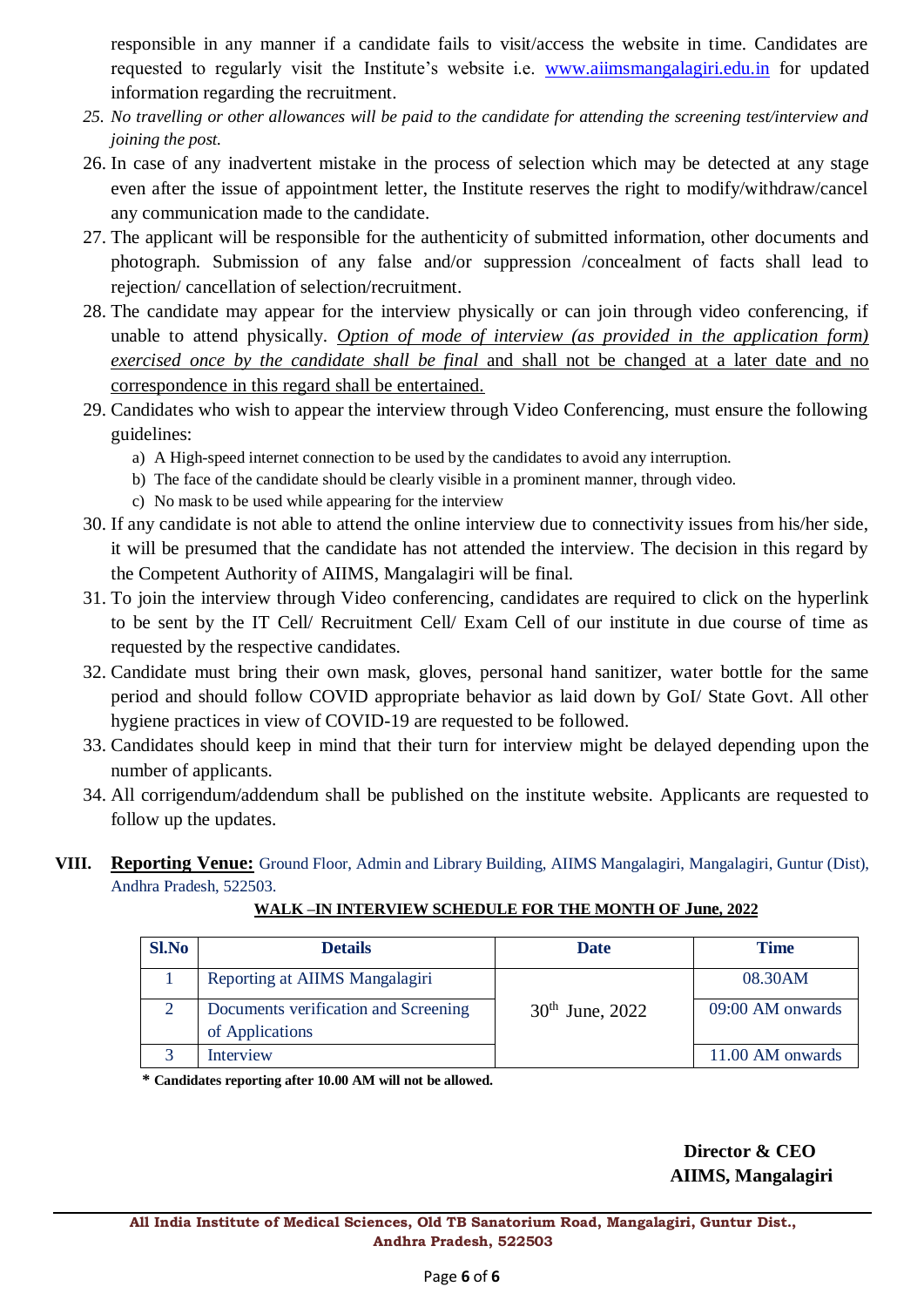responsible in any manner if a candidate fails to visit/access the website in time. Candidates are requested to regularly visit the Institute's website i.e. www.aiimsmangalagiri.edu.in for updated information regarding the recruitment.

25. *No travelling or other allowances will be paid to the candidate for attending the screening test/interview and joining the post.*
26. In case of any inadvertent mistake in the process of selection which may be detected at any stage even after the issue of appointment letter, the Institute reserves the right to modify/withdraw/cancel any communication made to the candidate.
27. The applicant will be responsible for the authenticity of submitted information, other documents and photograph. Submission of any false and/or suppression /concealment of facts shall lead to rejection/ cancellation of selection/recruitment.
28. The candidate may appear for the interview physically or can join through video conferencing, if unable to attend physically. *Option of mode of interview (as provided in the application form) exercised once by the candidate shall be final* and shall not be changed at a later date and no correspondence in this regard shall be entertained.
29. Candidates who wish to appear the interview through Video Conferencing, must ensure the following guidelines:
    a) A High-speed internet connection to be used by the candidates to avoid any interruption.
    b) The face of the candidate should be clearly visible in a prominent manner, through video.
    c) No mask to be used while appearing for the interview
30. If any candidate is not able to attend the online interview due to connectivity issues from his/her side, it will be presumed that the candidate has not attended the interview. The decision in this regard by the Competent Authority of AIIMS, Mangalagiri will be final.
31. To join the interview through Video conferencing, candidates are required to click on the hyperlink to be sent by the IT Cell/ Recruitment Cell/ Exam Cell of our institute in due course of time as requested by the respective candidates.
32. Candidate must bring their own mask, gloves, personal hand sanitizer, water bottle for the same period and should follow COVID appropriate behavior as laid down by GoI/ State Govt. All other hygiene practices in view of COVID-19 are requested to be followed.
33. Candidates should keep in mind that their turn for interview might be delayed depending upon the number of applicants.
34. All corrigendum/addendum shall be published on the institute website. Applicants are requested to follow up the updates.

**VIII. Reporting Venue:** Ground Floor, Admin and Library Building, AIIMS Mangalagiri, Mangalagiri, Guntur (Dist), Andhra Pradesh, 522503.

**WALK –IN INTERVIEW SCHEDULE FOR THE MONTH OF June, 2022**

| Sl.No | Details | Date | Time |
|---|---|---|---|
| 1 | Reporting at AIIMS Mangalagiri | 30th June, 2022 | 08.30AM |
| 2 | Documents verification and Screening of Applications | | 09:00 AM onwards |
| 3 | Interview | | 11.00 AM onwards |

**\* Candidates reporting after 10.00 AM will not be allowed.**

**Director & CEO**
**AIIMS, Mangalagiri**

**All India Institute of Medical Sciences, Old TB Sanatorium Road, Mangalagiri, Guntur Dist., Andhra Pradesh, 522503**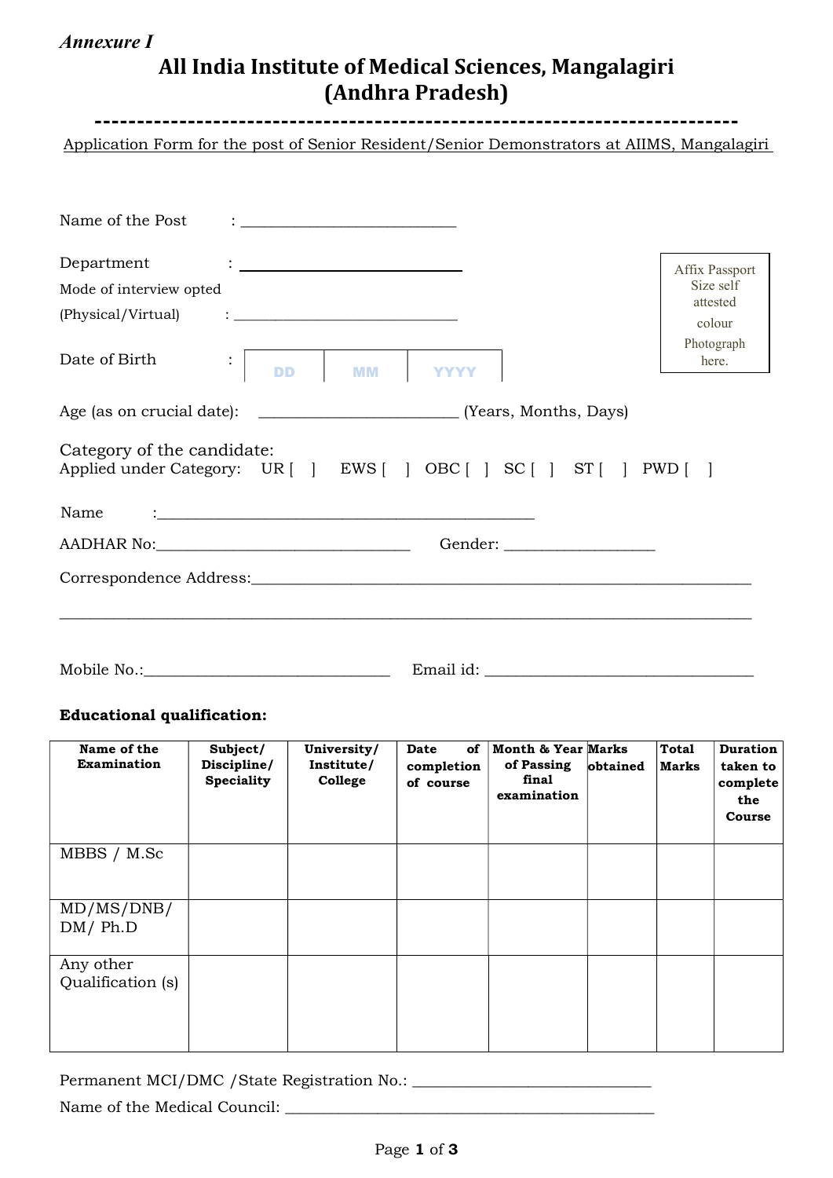*Annexure I*

# All India Institute of Medical Sciences, Mangalagiri
# (Andhra Pradesh)

---

Application Form for the post of Senior Resident/Senior Demonstrators at AIIMS, Mangalagiri

Name of the Post : ___________________________

Department : ___________________________

Mode of interview opted (Physical/Virtual) : ___________________________

Affix Passport Size self attested colour Photograph here.

Date of Birth : DD | MM | YYYY

Age (as on crucial date): ________________________ (Years, Months, Days)

Category of the candidate:
Applied under Category: UR [ ] EWS [ ] OBC [ ] SC [ ] ST [ ] PWD [ ]

Name :_______________________________________________

AADHAR No:_______________________________ Gender: __________________

Correspondence Address:_______________________________________________________________

_____________________________________________________________________________________

Mobile No.:______________________________ Email id: _________________________________

**Educational qualification:**

| Name of the Examination | Subject/ Discipline/ Speciality | University/ Institute/ College | Date of completion of course | Month & Year of Passing final examination | Marks obtained | Total Marks | Duration taken to complete the Course |
|---|---|---|---|---|---|---|---|
| MBBS / M.Sc | | | | | | | |
| MD/MS/DNB/ DM/ Ph.D | | | | | | | |
| Any other Qualification (s) | | | | | | | |

Permanent MCI/DMC /State Registration No.: _____________________________

Name of the Medical Council: ______________________________________________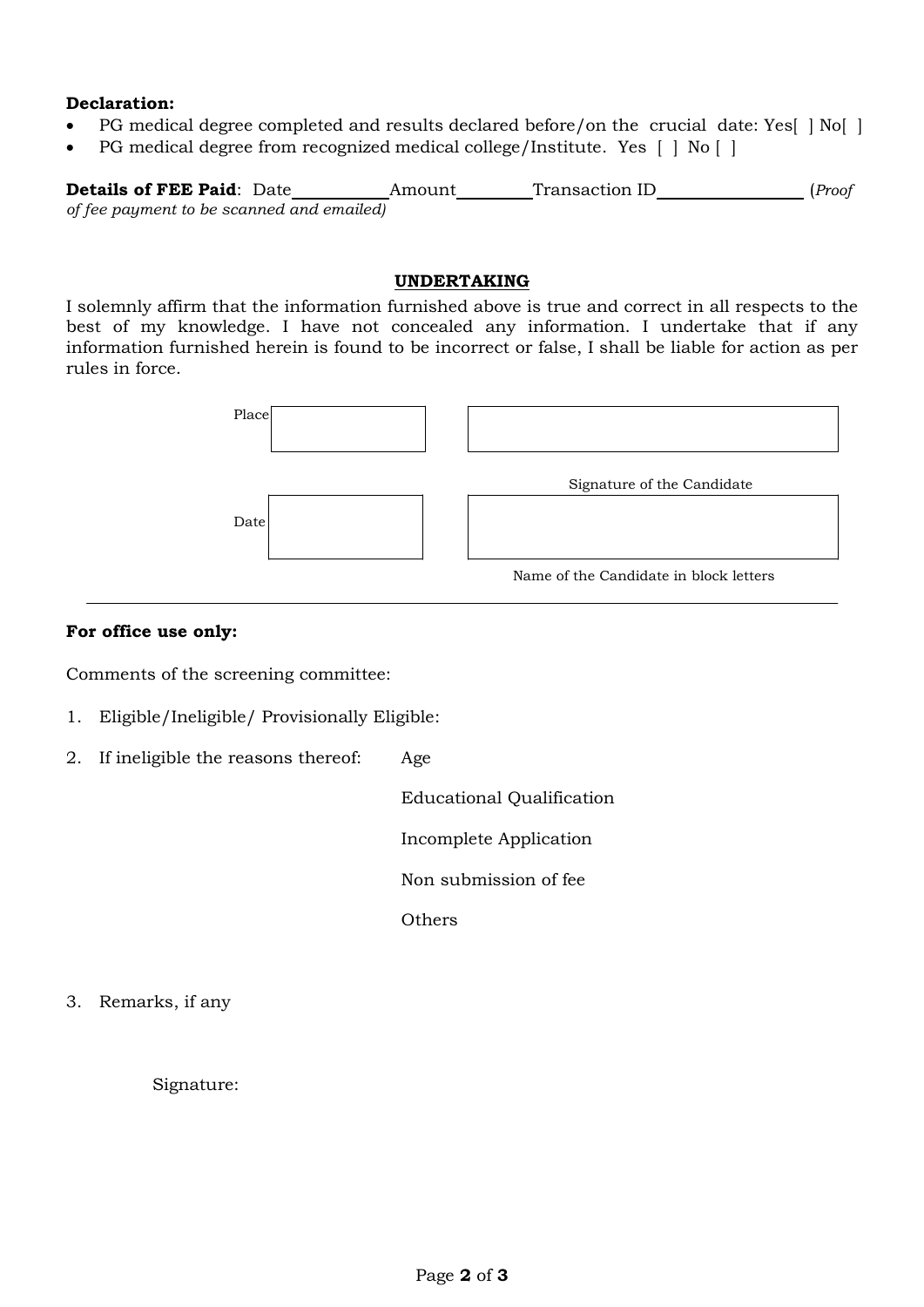**Declaration:**

- PG medical degree completed and results declared before/on the crucial date: Yes[ ] No[ ]
- PG medical degree from recognized medical college/Institute. Yes [ ] No [ ]

**Details of FEE Paid**: Date\_\_\_\_\_\_\_\_\_\_Amount\_\_\_\_\_\_\_\_Transaction ID\_\_\_\_\_\_\_\_\_\_\_\_\_\_\_\_ (*Proof of fee payment to be scanned and emailed)*

**UNDERTAKING**

I solemnly affirm that the information furnished above is true and correct in all respects to the best of my knowledge. I have not concealed any information. I undertake that if any information furnished herein is found to be incorrect or false, I shall be liable for action as per rules in force.

| | |
|---|---|
| Place | |
| | Signature of the Candidate |
| Date | |
| | Name of the Candidate in block letters |

---

**For office use only:**

Comments of the screening committee:

1. Eligible/Ineligible/ Provisionally Eligible:
2. If ineligible the reasons thereof: Age

   Educational Qualification

   Incomplete Application

   Non submission of fee

   Others

3. Remarks, if any

Signature: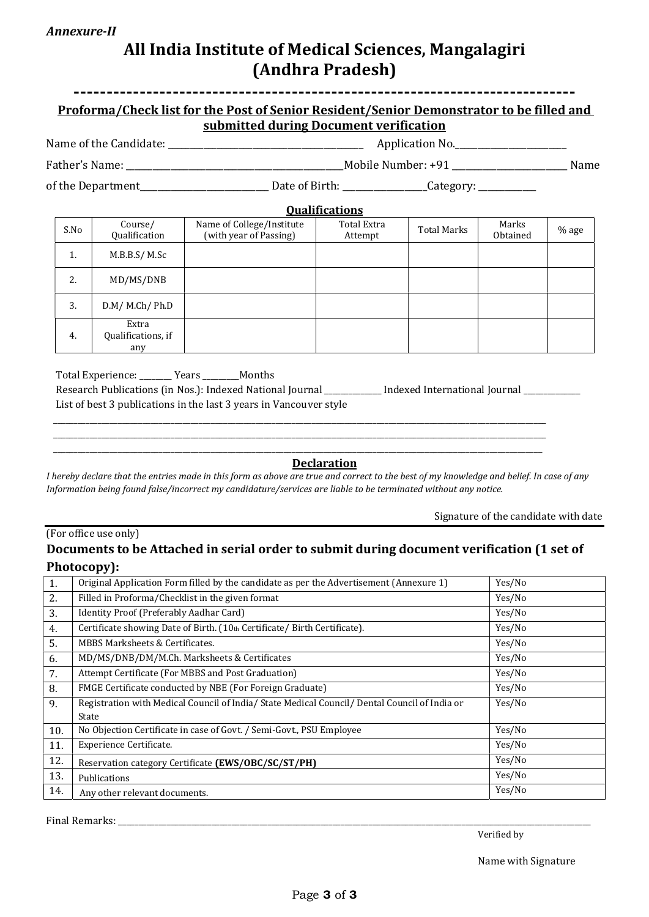*Annexure-II*

# All India Institute of Medical Sciences, Mangalagiri (Andhra Pradesh)

---

**Proforma/Check list for the Post of Senior Resident/Senior Demonstrator to be filled and submitted during Document verification**

Name of the Candidate: ________________________________ Application No.__________________

Father's Name: __________________________________Mobile Number: +91 __________________ Name of the Department_____________________ Date of Birth: ______________Category: __________

### Qualifications

| S.No | Course/ Qualification | Name of College/Institute (with year of Passing) | Total Extra Attempt | Total Marks | Marks Obtained | % age |
|---|---|---|---|---|---|---|
| 1. | M.B.B.S/ M.Sc | | | | | |
| 2. | MD/MS/DNB | | | | | |
| 3. | D.M/ M.Ch/ Ph.D | | | | | |
| 4. | Extra Qualifications, if any | | | | | |

Total Experience: _______ Years ________Months

Research Publications (in Nos.): Indexed National Journal ___________ Indexed International Journal ___________

List of best 3 publications in the last 3 years in Vancouver style

____________________________________________________________________________________

____________________________________________________________________________________

____________________________________________________________________________________

### Declaration

*I hereby declare that the entries made in this form as above are true and correct to the best of my knowledge and belief. In case of any Information being found false/incorrect my candidature/services are liable to be terminated without any notice.*

Signature of the candidate with date

---

(For office use only)

**Documents to be Attached in serial order to submit during document verification (1 set of Photocopy):**

| | | |
|---|---|---|
| 1. | Original Application Form filled by the candidate as per the Advertisement (Annexure 1) | Yes/No |
| 2. | Filled in Proforma/Checklist in the given format | Yes/No |
| 3. | Identity Proof (Preferably Aadhar Card) | Yes/No |
| 4. | Certificate showing Date of Birth. (10th Certificate/ Birth Certificate). | Yes/No |
| 5. | MBBS Marksheets & Certificates. | Yes/No |
| 6. | MD/MS/DNB/DM/M.Ch. Marksheets & Certificates | Yes/No |
| 7. | Attempt Certificate (For MBBS and Post Graduation) | Yes/No |
| 8. | FMGE Certificate conducted by NBE (For Foreign Graduate) | Yes/No |
| 9. | Registration with Medical Council of India/ State Medical Council/ Dental Council of India or State | Yes/No |
| 10. | No Objection Certificate in case of Govt. / Semi-Govt., PSU Employee | Yes/No |
| 11. | Experience Certificate. | Yes/No |
| 12. | Reservation category Certificate **(EWS/OBC/SC/ST/PH)** | Yes/No |
| 13. | Publications | Yes/No |
| 14. | Any other relevant documents. | Yes/No |

Final Remarks: ____________________________________________________________________________

Verified by

Name with Signature